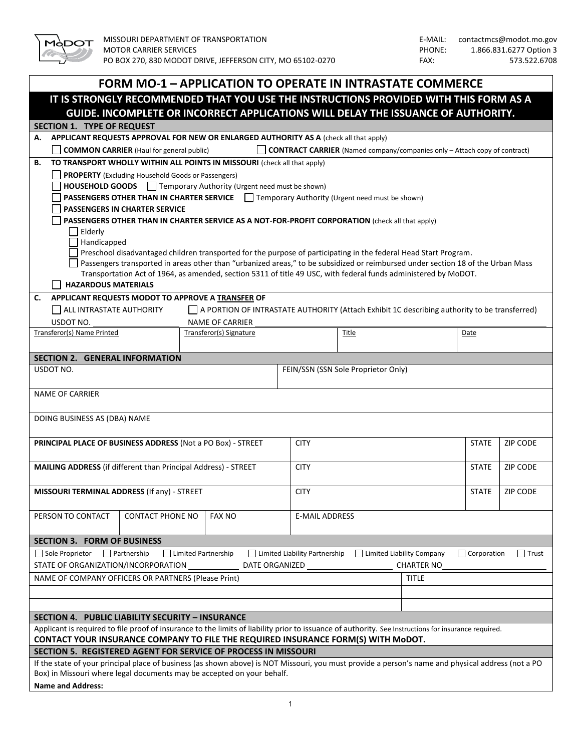MISSOURI DEPARTMENT OF TRANSPORTATION
MOTOR CARRIER SERVICES
PO BOX 270, 830 MODOT DRIVE, JEFFERSON CITY, MO 65102-0270

E-MAIL: contactmcs@modot.mo.gov
PHONE: 1.866.831.6277 Option 3
FAX: 573.522.6708

# FORM MO-1 – APPLICATION TO OPERATE IN INTRASTATE COMMERCE

**IT IS STRONGLY RECOMMENDED THAT YOU USE THE INSTRUCTIONS PROVIDED WITH THIS FORM AS A GUIDE. INCOMPLETE OR INCORRECT APPLICATIONS WILL DELAY THE ISSUANCE OF AUTHORITY.**

## SECTION 1. TYPE OF REQUEST

**A. APPLICANT REQUESTS APPROVAL FOR NEW OR ENLARGED AUTHORITY AS A** (check all that apply)

- ☐ **COMMON CARRIER** (Haul for general public)
- ☐ **CONTRACT CARRIER** (Named company/companies only – Attach copy of contract)

**B. TO TRANSPORT WHOLLY WITHIN ALL POINTS IN MISSOURI** (check all that apply)

- ☐ **PROPERTY** (Excluding Household Goods or Passengers)
- ☐ **HOUSEHOLD GOODS** ☐ Temporary Authority (Urgent need must be shown)
- ☐ **PASSENGERS OTHER THAN IN CHARTER SERVICE** ☐ Temporary Authority (Urgent need must be shown)
- ☐ **PASSENGERS IN CHARTER SERVICE**
- ☐ **PASSENGERS OTHER THAN IN CHARTER SERVICE AS A NOT-FOR-PROFIT CORPORATION** (check all that apply)
  - ☐ Elderly
  - ☐ Handicapped
  - ☐ Preschool disadvantaged children transported for the purpose of participating in the federal Head Start Program.
  - ☐ Passengers transported in areas other than "urbanized areas," to be subsidized or reimbursed under section 18 of the Urban Mass Transportation Act of 1964, as amended, section 5311 of title 49 USC, with federal funds administered by MoDOT.
- ☐ **HAZARDOUS MATERIALS**

**C. APPLICANT REQUESTS MODOT TO APPROVE A TRANSFER OF**

- ☐ ALL INTRASTATE AUTHORITY
- ☐ A PORTION OF INTRASTATE AUTHORITY (Attach Exhibit 1C describing authority to be transferred)

USDOT NO. ____________ NAME OF CARRIER ____________

| Transferor(s) Name Printed | Transferor(s) Signature | Title | Date |
|---|---|---|---|
| | | | |

## SECTION 2. GENERAL INFORMATION

| USDOT NO. | FEIN/SSN (SSN Sole Proprietor Only) |
|---|---|
| | |

NAME OF CARRIER

DOING BUSINESS AS (DBA) NAME

| **PRINCIPAL PLACE OF BUSINESS ADDRESS** (Not a PO Box) - STREET | CITY | STATE | ZIP CODE |
|---|---|---|---|
| | | | |
| **MAILING ADDRESS** (if different than Principal Address) - STREET | CITY | STATE | ZIP CODE |
| | | | |
| **MISSOURI TERMINAL ADDRESS** (If any) - STREET | CITY | STATE | ZIP CODE |
| | | | |

| PERSON TO CONTACT | CONTACT PHONE NO | FAX NO | E-MAIL ADDRESS |
|---|---|---|---|
| | | | |

## SECTION 3. FORM OF BUSINESS

☐ Sole Proprietor ☐ Partnership ☐ Limited Partnership ☐ Limited Liability Partnership ☐ Limited Liability Company ☐ Corporation ☐ Trust

STATE OF ORGANIZATION/INCORPORATION ____________ DATE ORGANIZED ____________ CHARTER NO ____________

| NAME OF COMPANY OFFICERS OR PARTNERS (Please Print) | TITLE |
|---|---|
| | |
| | |

## SECTION 4. PUBLIC LIABILITY SECURITY – INSURANCE

Applicant is required to file proof of insurance to the limits of liability prior to issuance of authority. See Instructions for insurance required.

**CONTACT YOUR INSURANCE COMPANY TO FILE THE REQUIRED INSURANCE FORM(S) WITH MoDOT.**

## SECTION 5. REGISTERED AGENT FOR SERVICE OF PROCESS IN MISSOURI

If the state of your principal place of business (as shown above) is NOT Missouri, you must provide a person's name and physical address (not a PO Box) in Missouri where legal documents may be accepted on your behalf.

**Name and Address:**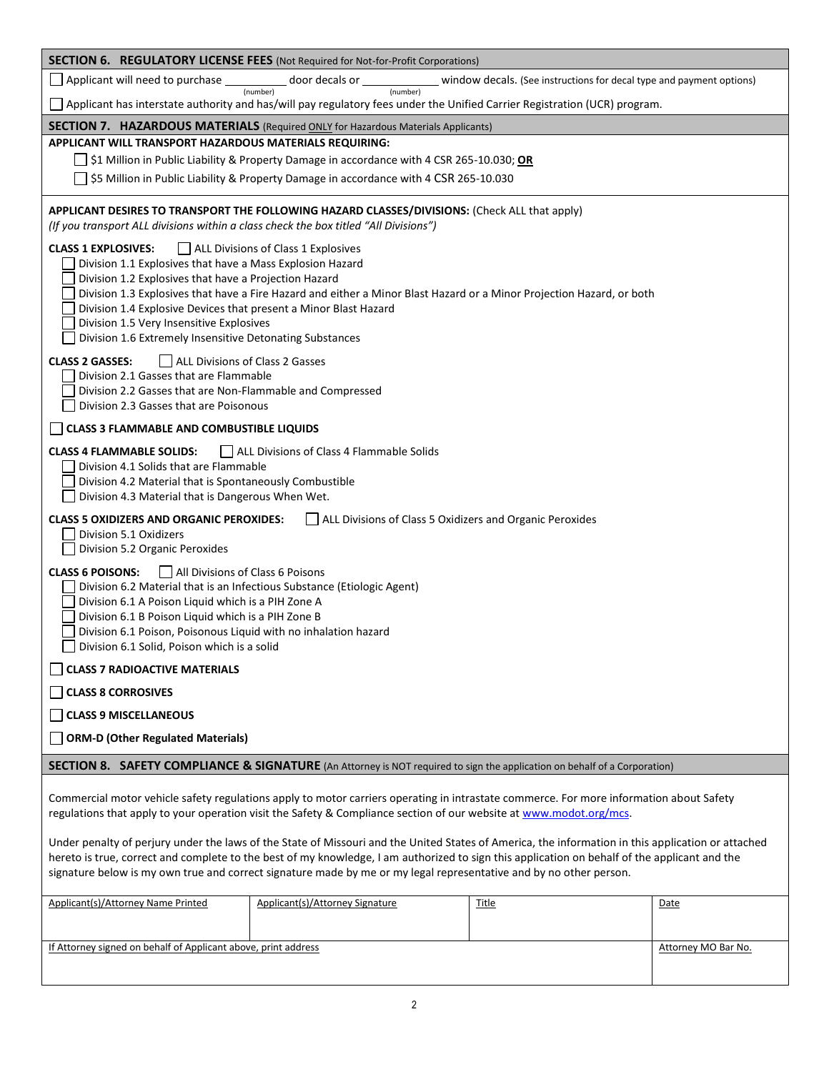## SECTION 6. REGULATORY LICENSE FEES (Not Required for Not-for-Profit Corporations)

☐ Applicant will need to purchase __________ (number) door decals or __________ (number) window decals. (See instructions for decal type and payment options)

☐ Applicant has interstate authority and has/will pay regulatory fees under the Unified Carrier Registration (UCR) program.

## SECTION 7. HAZARDOUS MATERIALS (Required ONLY for Hazardous Materials Applicants)

**APPLICANT WILL TRANSPORT HAZARDOUS MATERIALS REQUIRING:**

☐ $1 Million in Public Liability & Property Damage in accordance with 4 CSR 265-10.030; **OR**

☐ $5 Million in Public Liability & Property Damage in accordance with 4 CSR 265-10.030

**APPLICANT DESIRES TO TRANSPORT THE FOLLOWING HAZARD CLASSES/DIVISIONS:** (Check ALL that apply)
*(If you transport ALL divisions within a class check the box titled "All Divisions")*

**CLASS 1 EXPLOSIVES:** ☐ ALL Divisions of Class 1 Explosives

☐ Division 1.1 Explosives that have a Mass Explosion Hazard
☐ Division 1.2 Explosives that have a Projection Hazard
☐ Division 1.3 Explosives that have a Fire Hazard and either a Minor Blast Hazard or a Minor Projection Hazard, or both
☐ Division 1.4 Explosive Devices that present a Minor Blast Hazard
☐ Division 1.5 Very Insensitive Explosives
☐ Division 1.6 Extremely Insensitive Detonating Substances

**CLASS 2 GASSES:** ☐ ALL Divisions of Class 2 Gasses

☐ Division 2.1 Gasses that are Flammable
☐ Division 2.2 Gasses that are Non-Flammable and Compressed
☐ Division 2.3 Gasses that are Poisonous

☐ **CLASS 3 FLAMMABLE AND COMBUSTIBLE LIQUIDS**

**CLASS 4 FLAMMABLE SOLIDS:** ☐ ALL Divisions of Class 4 Flammable Solids

☐ Division 4.1 Solids that are Flammable
☐ Division 4.2 Material that is Spontaneously Combustible
☐ Division 4.3 Material that is Dangerous When Wet.

**CLASS 5 OXIDIZERS AND ORGANIC PEROXIDES:** ☐ ALL Divisions of Class 5 Oxidizers and Organic Peroxides

☐ Division 5.1 Oxidizers
☐ Division 5.2 Organic Peroxides

**CLASS 6 POISONS:** ☐ All Divisions of Class 6 Poisons

☐ Division 6.2 Material that is an Infectious Substance (Etiologic Agent)
☐ Division 6.1 A Poison Liquid which is a PIH Zone A
☐ Division 6.1 B Poison Liquid which is a PIH Zone B
☐ Division 6.1 Poison, Poisonous Liquid with no inhalation hazard
☐ Division 6.1 Solid, Poison which is a solid

☐ **CLASS 7 RADIOACTIVE MATERIALS**

☐ **CLASS 8 CORROSIVES**

☐ **CLASS 9 MISCELLANEOUS**

☐ **ORM-D (Other Regulated Materials)**

## SECTION 8. SAFETY COMPLIANCE & SIGNATURE (An Attorney is NOT required to sign the application on behalf of a Corporation)

Commercial motor vehicle safety regulations apply to motor carriers operating in intrastate commerce. For more information about Safety regulations that apply to your operation visit the Safety & Compliance section of our website at www.modot.org/mcs.

Under penalty of perjury under the laws of the State of Missouri and the United States of America, the information in this application or attached hereto is true, correct and complete to the best of my knowledge, I am authorized to sign this application on behalf of the applicant and the signature below is my own true and correct signature made by me or my legal representative and by no other person.

| Applicant(s)/Attorney Name Printed | Applicant(s)/Attorney Signature | Title | Date |
|---|---|---|---|
| | | | |

| If Attorney signed on behalf of Applicant above, print address | Attorney MO Bar No. |
|---|---|
| | |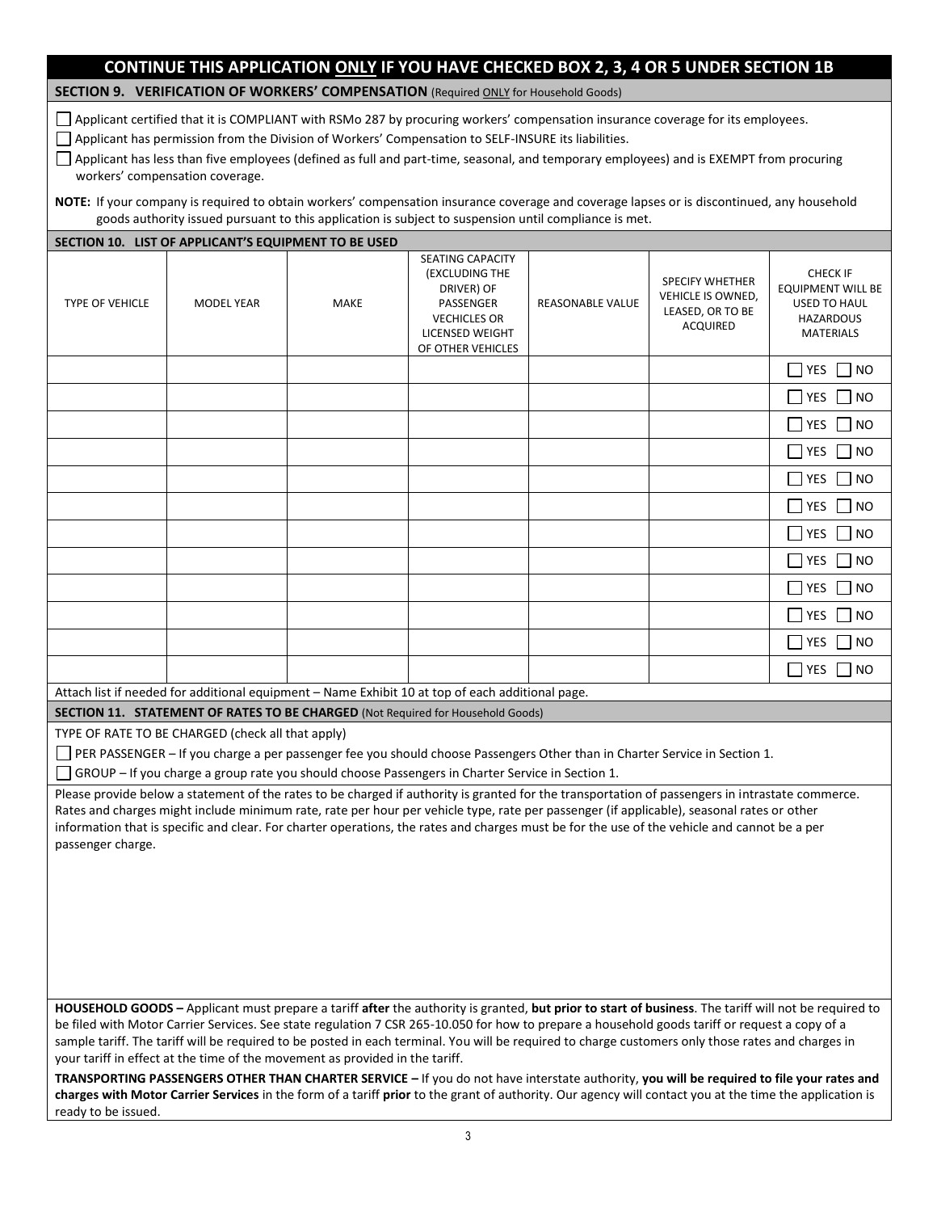## CONTINUE THIS APPLICATION ONLY IF YOU HAVE CHECKED BOX 2, 3, 4 OR 5 UNDER SECTION 1B

### SECTION 9. VERIFICATION OF WORKERS' COMPENSATION (Required ONLY for Household Goods)

☐ Applicant certified that it is COMPLIANT with RSMo 287 by procuring workers' compensation insurance coverage for its employees.

☐ Applicant has permission from the Division of Workers' Compensation to SELF-INSURE its liabilities.

☐ Applicant has less than five employees (defined as full and part-time, seasonal, and temporary employees) and is EXEMPT from procuring workers' compensation coverage.

**NOTE:** If your company is required to obtain workers' compensation insurance coverage and coverage lapses or is discontinued, any household goods authority issued pursuant to this application is subject to suspension until compliance is met.

### SECTION 10. LIST OF APPLICANT'S EQUIPMENT TO BE USED

| TYPE OF VEHICLE | MODEL YEAR | MAKE | SEATING CAPACITY (EXCLUDING THE DRIVER) OF PASSENGER VECHICLES OR LICENSED WEIGHT OF OTHER VEHICLES | REASONABLE VALUE | SPECIFY WHETHER VEHICLE IS OWNED, LEASED, OR TO BE ACQUIRED | CHECK IF EQUIPMENT WILL BE USED TO HAUL HAZARDOUS MATERIALS |
|---|---|---|---|---|---|---|
| | | | | | | ☐ YES ☐ NO |
| | | | | | | ☐ YES ☐ NO |
| | | | | | | ☐ YES ☐ NO |
| | | | | | | ☐ YES ☐ NO |
| | | | | | | ☐ YES ☐ NO |
| | | | | | | ☐ YES ☐ NO |
| | | | | | | ☐ YES ☐ NO |
| | | | | | | ☐ YES ☐ NO |
| | | | | | | ☐ YES ☐ NO |
| | | | | | | ☐ YES ☐ NO |
| | | | | | | ☐ YES ☐ NO |
| | | | | | | ☐ YES ☐ NO |

Attach list if needed for additional equipment – Name Exhibit 10 at top of each additional page.

### SECTION 11. STATEMENT OF RATES TO BE CHARGED (Not Required for Household Goods)

TYPE OF RATE TO BE CHARGED (check all that apply)

☐ PER PASSENGER – If you charge a per passenger fee you should choose Passengers Other than in Charter Service in Section 1.

☐ GROUP – If you charge a group rate you should choose Passengers in Charter Service in Section 1.

Please provide below a statement of the rates to be charged if authority is granted for the transportation of passengers in intrastate commerce. Rates and charges might include minimum rate, rate per hour per vehicle type, rate per passenger (if applicable), seasonal rates or other information that is specific and clear. For charter operations, the rates and charges must be for the use of the vehicle and cannot be a per passenger charge.

**HOUSEHOLD GOODS –** Applicant must prepare a tariff **after** the authority is granted, **but prior to start of business**. The tariff will not be required to be filed with Motor Carrier Services. See state regulation 7 CSR 265-10.050 for how to prepare a household goods tariff or request a copy of a sample tariff. The tariff will be required to be posted in each terminal. You will be required to charge customers only those rates and charges in your tariff in effect at the time of the movement as provided in the tariff.

**TRANSPORTING PASSENGERS OTHER THAN CHARTER SERVICE –** If you do not have interstate authority, **you will be required to file your rates and charges with Motor Carrier Services** in the form of a tariff **prior** to the grant of authority. Our agency will contact you at the time the application is ready to be issued.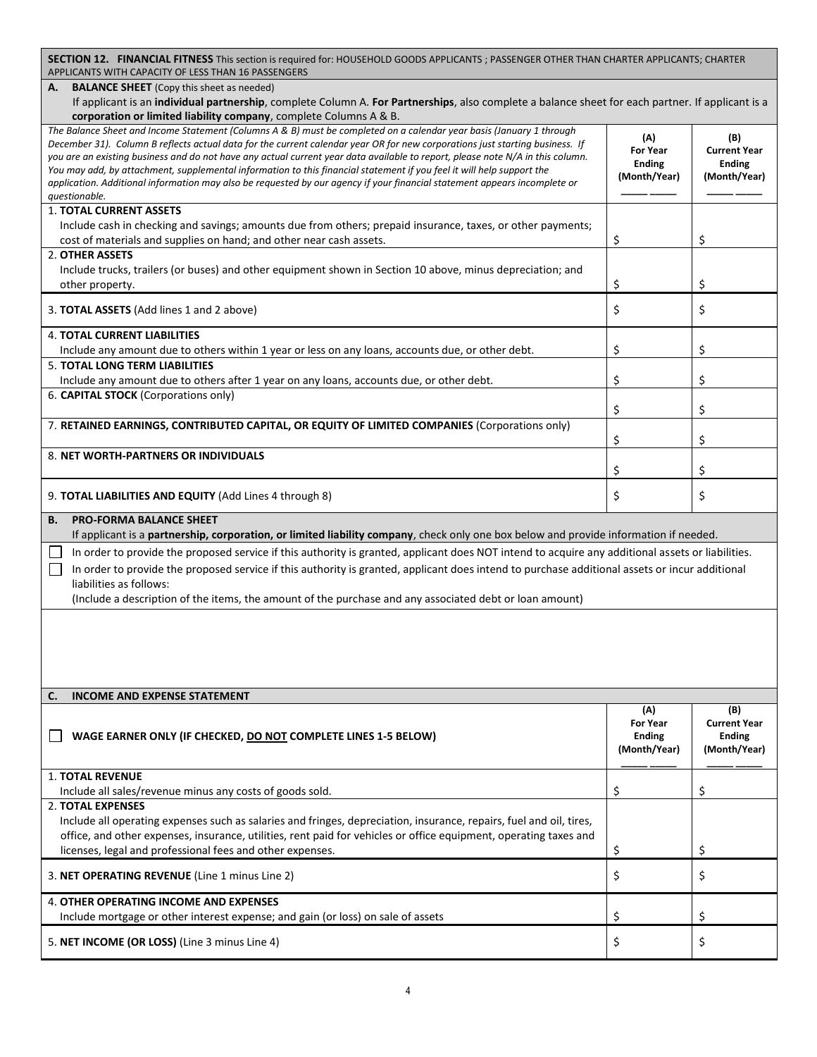## SECTION 12. FINANCIAL FITNESS

This section is required for: HOUSEHOLD GOODS APPLICANTS ; PASSENGER OTHER THAN CHARTER APPLICANTS; CHARTER APPLICANTS WITH CAPACITY OF LESS THAN 16 PASSENGERS

### A. BALANCE SHEET (Copy this sheet as needed)

If applicant is an **individual partnership**, complete Column A. **For Partnerships**, also complete a balance sheet for each partner. If applicant is a **corporation or limited liability company**, complete Columns A & B.

| *The Balance Sheet and Income Statement (Columns A & B) must be completed on a calendar year basis (January 1 through December 31). Column B reflects actual data for the current calendar year OR for new corporations just starting business. If you are an existing business and do not have any actual current year data available to report, please note N/A in this column. You may add, by attachment, supplemental information to this financial statement if you feel it will help support the application. Additional information may also be requested by our agency if your financial statement appears incomplete or questionable.* | (A) For Year Ending (Month/Year) ____ ____ | (B) Current Year Ending (Month/Year) ____ ____ |
|---|---|---|
| 1. **TOTAL CURRENT ASSETS** Include cash in checking and savings; amounts due from others; prepaid insurance, taxes, or other payments; cost of materials and supplies on hand; and other near cash assets. | $ | $ |
| 2. **OTHER ASSETS** Include trucks, trailers (or buses) and other equipment shown in Section 10 above, minus depreciation; and other property. | $ | $ |
| 3. **TOTAL ASSETS** (Add lines 1 and 2 above) | $ | $ |
| 4. **TOTAL CURRENT LIABILITIES** Include any amount due to others within 1 year or less on any loans, accounts due, or other debt. | $ | $ |
| 5. **TOTAL LONG TERM LIABILITIES** Include any amount due to others after 1 year on any loans, accounts due, or other debt. | $ | $ |
| 6. **CAPITAL STOCK** (Corporations only) | $ | $ |
| 7. **RETAINED EARNINGS, CONTRIBUTED CAPITAL, OR EQUITY OF LIMITED COMPANIES** (Corporations only) | $ | $ |
| 8. **NET WORTH-PARTNERS OR INDIVIDUALS** | $ | $ |
| 9. **TOTAL LIABILITIES AND EQUITY** (Add Lines 4 through 8) | $ | $ |

### B. PRO-FORMA BALANCE SHEET

If applicant is a **partnership, corporation, or limited liability company**, check only one box below and provide information if needed.

☐ In order to provide the proposed service if this authority is granted, applicant does NOT intend to acquire any additional assets or liabilities.

☐ In order to provide the proposed service if this authority is granted, applicant does intend to purchase additional assets or incur additional liabilities as follows:
(Include a description of the items, the amount of the purchase and any associated debt or loan amount)

### C. INCOME AND EXPENSE STATEMENT

| ☐ WAGE EARNER ONLY (IF CHECKED, <u>DO NOT</u> COMPLETE LINES 1-5 BELOW) | (A) For Year Ending (Month/Year) ____ ____ | (B) Current Year Ending (Month/Year) ____ ____ |
|---|---|---|
| 1. **TOTAL REVENUE** Include all sales/revenue minus any costs of goods sold. | $ | $ |
| 2. **TOTAL EXPENSES** Include all operating expenses such as salaries and fringes, depreciation, insurance, repairs, fuel and oil, tires, office, and other expenses, insurance, utilities, rent paid for vehicles or office equipment, operating taxes and licenses, legal and professional fees and other expenses. | $ | $ |
| 3. **NET OPERATING REVENUE** (Line 1 minus Line 2) | $ | $ |
| 4. **OTHER OPERATING INCOME AND EXPENSES** Include mortgage or other interest expense; and gain (or loss) on sale of assets | $ | $ |
| 5. **NET INCOME (OR LOSS)** (Line 3 minus Line 4) | $ | $ |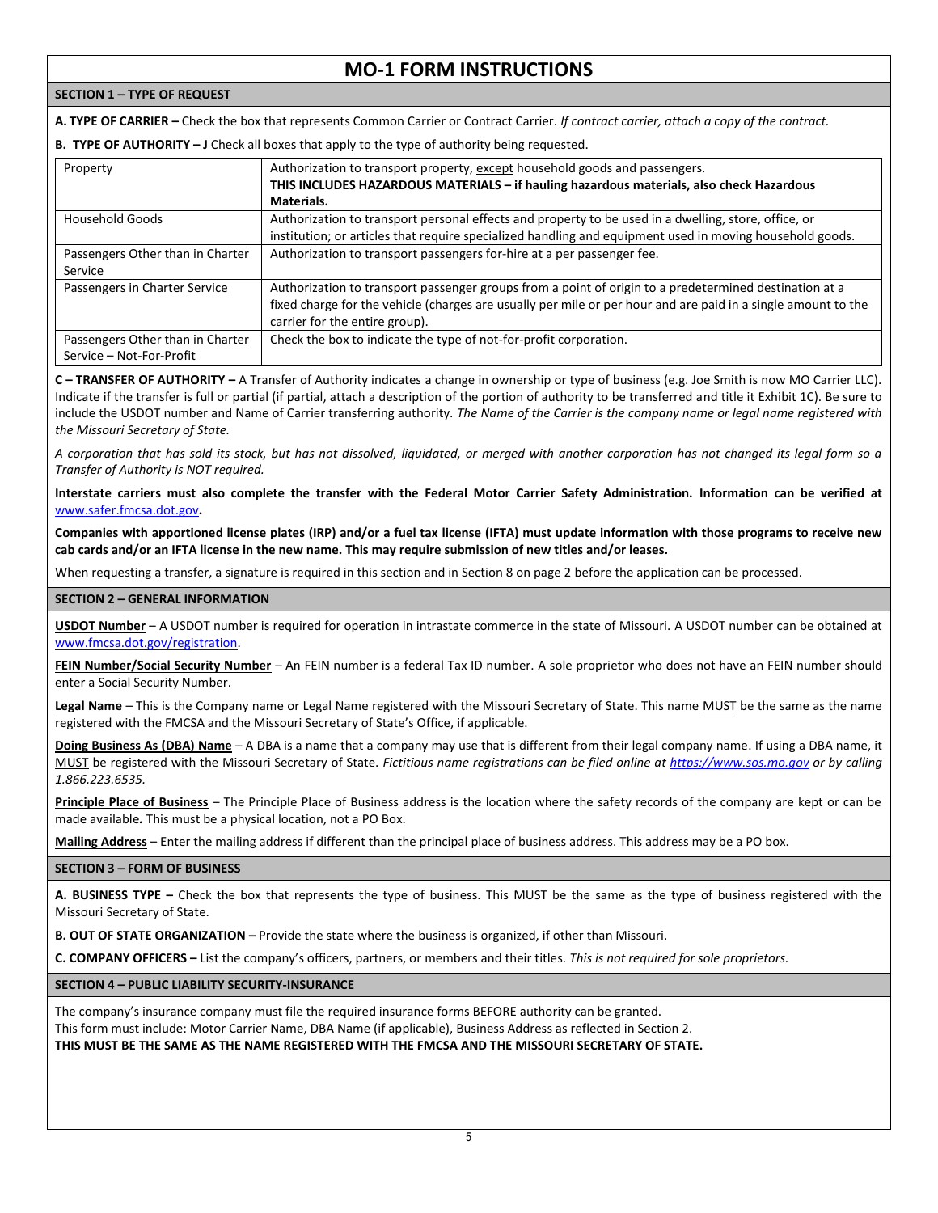# MO-1 FORM INSTRUCTIONS

## SECTION 1 – TYPE OF REQUEST

**A. TYPE OF CARRIER –** Check the box that represents Common Carrier or Contract Carrier. *If contract carrier, attach a copy of the contract.*

**B. TYPE OF AUTHORITY – J** Check all boxes that apply to the type of authority being requested.

| | |
|---|---|
| Property | Authorization to transport property, <u>except</u> household goods and passengers. **THIS INCLUDES HAZARDOUS MATERIALS – if hauling hazardous materials, also check Hazardous Materials.** |
| Household Goods | Authorization to transport personal effects and property to be used in a dwelling, store, office, or institution; or articles that require specialized handling and equipment used in moving household goods. |
| Passengers Other than in Charter Service | Authorization to transport passengers for-hire at a per passenger fee. |
| Passengers in Charter Service | Authorization to transport passenger groups from a point of origin to a predetermined destination at a fixed charge for the vehicle (charges are usually per mile or per hour and are paid in a single amount to the carrier for the entire group). |
| Passengers Other than in Charter Service – Not-For-Profit | Check the box to indicate the type of not-for-profit corporation. |

**C – TRANSFER OF AUTHORITY –** A Transfer of Authority indicates a change in ownership or type of business (e.g. Joe Smith is now MO Carrier LLC). Indicate if the transfer is full or partial (if partial, attach a description of the portion of authority to be transferred and title it Exhibit 1C). Be sure to include the USDOT number and Name of Carrier transferring authority. *The Name of the Carrier is the company name or legal name registered with the Missouri Secretary of State.*

*A corporation that has sold its stock, but has not dissolved, liquidated, or merged with another corporation has not changed its legal form so a Transfer of Authority is NOT required.*

**Interstate carriers must also complete the transfer with the Federal Motor Carrier Safety Administration. Information can be verified at www.safer.fmcsa.dot.gov.**

**Companies with apportioned license plates (IRP) and/or a fuel tax license (IFTA) must update information with those programs to receive new cab cards and/or an IFTA license in the new name. This may require submission of new titles and/or leases.**

When requesting a transfer, a signature is required in this section and in Section 8 on page 2 before the application can be processed.

## SECTION 2 – GENERAL INFORMATION

**<u>USDOT Number</u>** – A USDOT number is required for operation in intrastate commerce in the state of Missouri. A USDOT number can be obtained at www.fmcsa.dot.gov/registration.

**<u>FEIN Number/Social Security Number</u>** – An FEIN number is a federal Tax ID number. A sole proprietor who does not have an FEIN number should enter a Social Security Number.

**<u>Legal Name</u>** – This is the Company name or Legal Name registered with the Missouri Secretary of State. This name <u>MUST</u> be the same as the name registered with the FMCSA and the Missouri Secretary of State's Office, if applicable.

**<u>Doing Business As (DBA) Name</u>** – A DBA is a name that a company may use that is different from their legal company name. If using a DBA name, it <u>MUST</u> be registered with the Missouri Secretary of State. *Fictitious name registrations can be filed online at https://www.sos.mo.gov or by calling 1.866.223.6535.*

**<u>Principle Place of Business</u>** – The Principle Place of Business address is the location where the safety records of the company are kept or can be made available**.** This must be a physical location, not a PO Box.

**<u>Mailing Address</u>** – Enter the mailing address if different than the principal place of business address. This address may be a PO box.

## SECTION 3 – FORM OF BUSINESS

**A. BUSINESS TYPE –** Check the box that represents the type of business. This MUST be the same as the type of business registered with the Missouri Secretary of State.

**B. OUT OF STATE ORGANIZATION –** Provide the state where the business is organized, if other than Missouri.

**C. COMPANY OFFICERS –** List the company's officers, partners, or members and their titles. *This is not required for sole proprietors.*

## SECTION 4 – PUBLIC LIABILITY SECURITY-INSURANCE

The company's insurance company must file the required insurance forms BEFORE authority can be granted.
This form must include: Motor Carrier Name, DBA Name (if applicable), Business Address as reflected in Section 2.
**THIS MUST BE THE SAME AS THE NAME REGISTERED WITH THE FMCSA AND THE MISSOURI SECRETARY OF STATE.**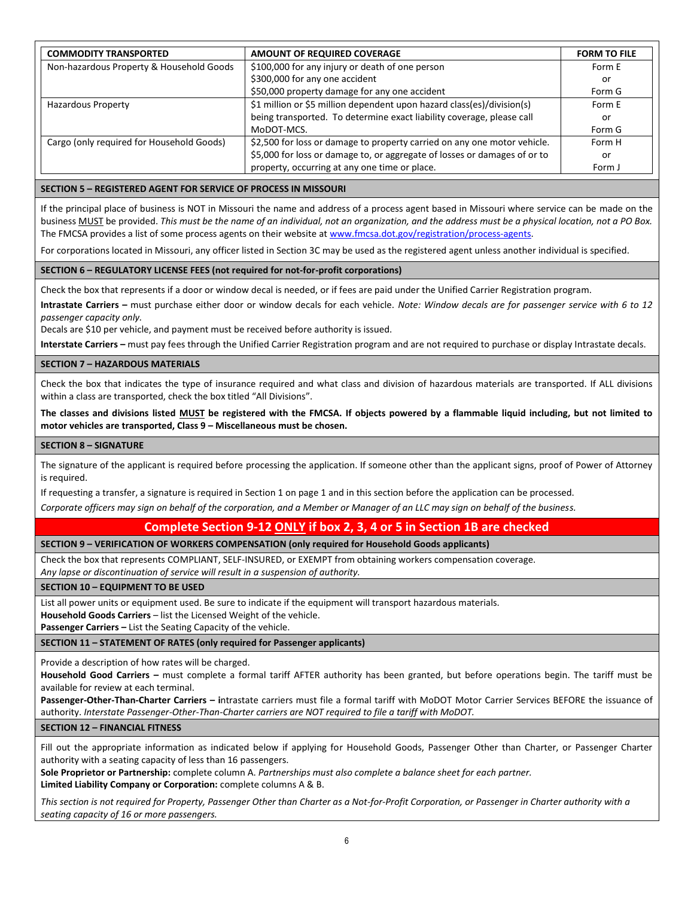| COMMODITY TRANSPORTED | AMOUNT OF REQUIRED COVERAGE | FORM TO FILE |
|---|---|---|
| Non-hazardous Property & Household Goods | $100,000 for any injury or death of one person<br>$300,000 for any one accident<br>$50,000 property damage for any one accident | Form E<br>or<br>Form G |
| Hazardous Property | $1 million or $5 million dependent upon hazard class(es)/division(s) being transported. To determine exact liability coverage, please call MoDOT-MCS. | Form E<br>or<br>Form G |
| Cargo (only required for Household Goods) | $2,500 for loss or damage to property carried on any one motor vehicle.<br>$5,000 for loss or damage to, or aggregate of losses or damages of or to property, occurring at any one time or place. | Form H<br>or<br>Form J |

## SECTION 5 – REGISTERED AGENT FOR SERVICE OF PROCESS IN MISSOURI

If the principal place of business is NOT in Missouri the name and address of a process agent based in Missouri where service can be made on the business MUST be provided. *This must be the name of an individual, not an organization, and the address must be a physical location, not a PO Box.* The FMCSA provides a list of some process agents on their website at www.fmcsa.dot.gov/registration/process-agents.

For corporations located in Missouri, any officer listed in Section 3C may be used as the registered agent unless another individual is specified.

## SECTION 6 – REGULATORY LICENSE FEES (not required for not-for-profit corporations)

Check the box that represents if a door or window decal is needed, or if fees are paid under the Unified Carrier Registration program.

**Intrastate Carriers –** must purchase either door or window decals for each vehicle. *Note: Window decals are for passenger service with 6 to 12 passenger capacity only.*
Decals are $10 per vehicle, and payment must be received before authority is issued.

**Interstate Carriers –** must pay fees through the Unified Carrier Registration program and are not required to purchase or display Intrastate decals.

## SECTION 7 – HAZARDOUS MATERIALS

Check the box that indicates the type of insurance required and what class and division of hazardous materials are transported. If ALL divisions within a class are transported, check the box titled "All Divisions".

**The classes and divisions listed MUST be registered with the FMCSA. If objects powered by a flammable liquid including, but not limited to motor vehicles are transported, Class 9 – Miscellaneous must be chosen.**

## SECTION 8 – SIGNATURE

The signature of the applicant is required before processing the application. If someone other than the applicant signs, proof of Power of Attorney is required.

If requesting a transfer, a signature is required in Section 1 on page 1 and in this section before the application can be processed.

*Corporate officers may sign on behalf of the corporation, and a Member or Manager of an LLC may sign on behalf of the business.*

## Complete Section 9-12 ONLY if box 2, 3, 4 or 5 in Section 1B are checked

## SECTION 9 – VERIFICATION OF WORKERS COMPENSATION (only required for Household Goods applicants)

Check the box that represents COMPLIANT, SELF-INSURED, or EXEMPT from obtaining workers compensation coverage.
*Any lapse or discontinuation of service will result in a suspension of authority.*

## SECTION 10 – EQUIPMENT TO BE USED

List all power units or equipment used. Be sure to indicate if the equipment will transport hazardous materials.
**Household Goods Carriers** – list the Licensed Weight of the vehicle.
**Passenger Carriers –** List the Seating Capacity of the vehicle.

## SECTION 11 – STATEMENT OF RATES (only required for Passenger applicants)

Provide a description of how rates will be charged.
**Household Good Carriers –** must complete a formal tariff AFTER authority has been granted, but before operations begin. The tariff must be available for review at each terminal.
**Passenger-Other-Than-Charter Carriers – i**ntrastate carriers must file a formal tariff with MoDOT Motor Carrier Services BEFORE the issuance of authority. *Interstate Passenger-Other-Than-Charter carriers are NOT required to file a tariff with MoDOT.*

## SECTION 12 – FINANCIAL FITNESS

Fill out the appropriate information as indicated below if applying for Household Goods, Passenger Other than Charter, or Passenger Charter authority with a seating capacity of less than 16 passengers.
**Sole Proprietor or Partnership:** complete column A. *Partnerships must also complete a balance sheet for each partner.*
**Limited Liability Company or Corporation:** complete columns A & B.

*This section is not required for Property, Passenger Other than Charter as a Not-for-Profit Corporation, or Passenger in Charter authority with a seating capacity of 16 or more passengers.*